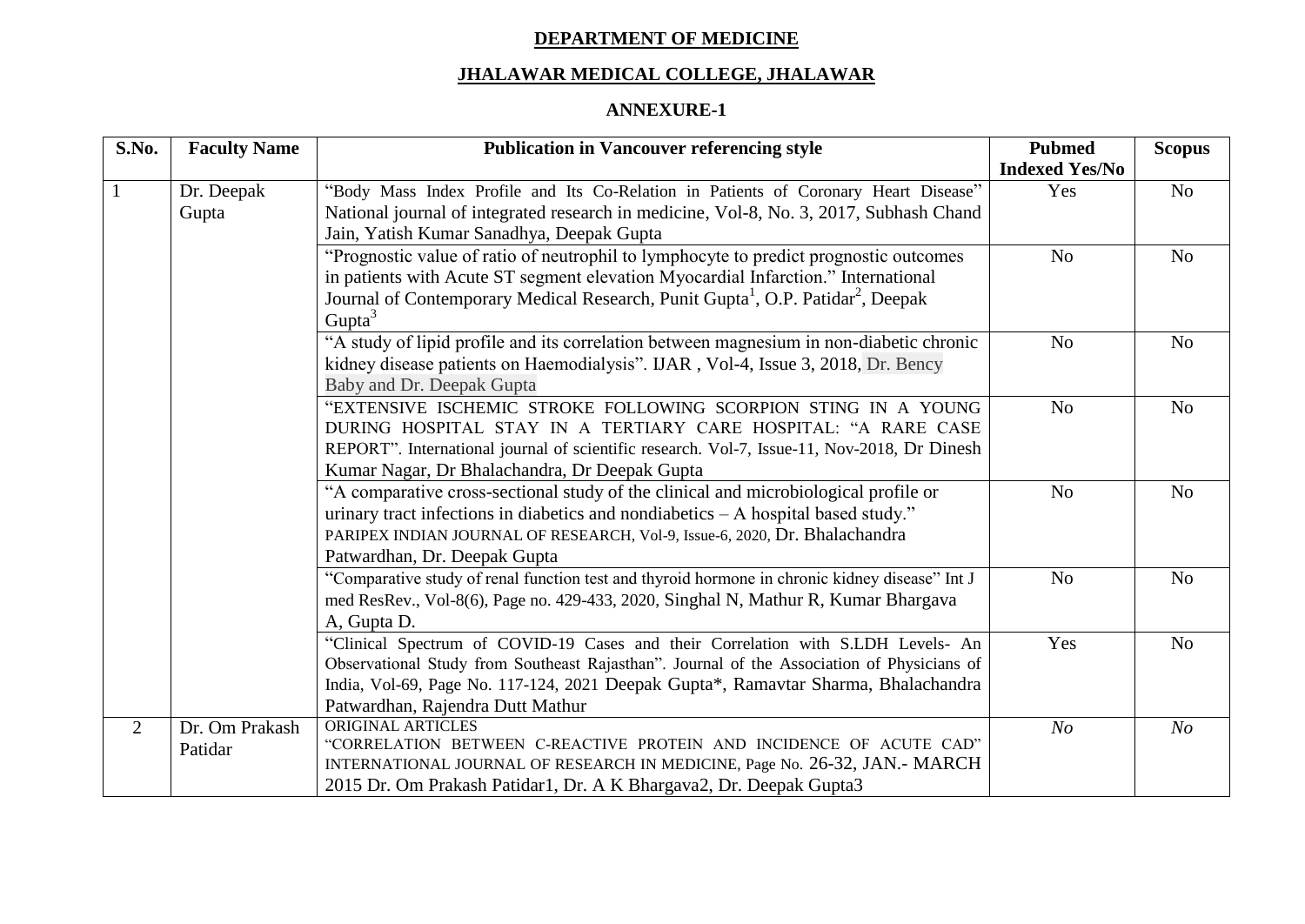**DEPARTMENT OF MEDICINE**

**JHALAWAR MEDICAL COLLEGE, JHALAWAR**

**ANNEXURE-1**

| S.No. | Faculty Name | Publication in Vancouver referencing style | Pubmed Indexed Yes/No | Scopus |
|---|---|---|---|---|
| 1 | Dr. Deepak Gupta | "Body Mass Index Profile and Its Co-Relation in Patients of Coronary Heart Disease" National journal of integrated research in medicine, Vol-8, No. 3, 2017, Subhash Chand Jain, Yatish Kumar Sanadhya, Deepak Gupta | Yes | No |
| | | "Prognostic value of ratio of neutrophil to lymphocyte to predict prognostic outcomes in patients with Acute ST segment elevation Myocardial Infarction." International Journal of Contemporary Medical Research, Punit Gupta[1], O.P. Patidar[2], Deepak Gupta[3] | No | No |
| | | "A study of lipid profile and its correlation between magnesium in non-diabetic chronic kidney disease patients on Haemodialysis". IJAR , Vol-4, Issue 3, 2018, Dr. Bency Baby and Dr. Deepak Gupta | No | No |
| | | "EXTENSIVE ISCHEMIC STROKE FOLLOWING SCORPION STING IN A YOUNG DURING HOSPITAL STAY IN A TERTIARY CARE HOSPITAL: "A RARE CASE REPORT". International journal of scientific research. Vol-7, Issue-11, Nov-2018, Dr Dinesh Kumar Nagar, Dr Bhalachandra, Dr Deepak Gupta | No | No |
| | | "A comparative cross-sectional study of the clinical and microbiological profile or urinary tract infections in diabetics and nondiabetics – A hospital based study." PARIPEX INDIAN JOURNAL OF RESEARCH, Vol-9, Issue-6, 2020, Dr. Bhalachandra Patwardhan, Dr. Deepak Gupta | No | No |
| | | "Comparative study of renal function test and thyroid hormone in chronic kidney disease" Int J med ResRev., Vol-8(6), Page no. 429-433, 2020, Singhal N, Mathur R, Kumar Bhargava A, Gupta D. | No | No |
| | | "Clinical Spectrum of COVID-19 Cases and their Correlation with S.LDH Levels- An Observational Study from Southeast Rajasthan". Journal of the Association of Physicians of India, Vol-69, Page No. 117-124, 2021 Deepak Gupta*, Ramavtar Sharma, Bhalachandra Patwardhan, Rajendra Dutt Mathur | Yes | No |
| 2 | Dr. Om Prakash Patidar | ORIGINAL ARTICLES "CORRELATION BETWEEN C-REACTIVE PROTEIN AND INCIDENCE OF ACUTE CAD" INTERNATIONAL JOURNAL OF RESEARCH IN MEDICINE, Page No. 26-32, JAN.- MARCH 2015 Dr. Om Prakash Patidar1, Dr. A K Bhargava2, Dr. Deepak Gupta3 | *No* | *No* |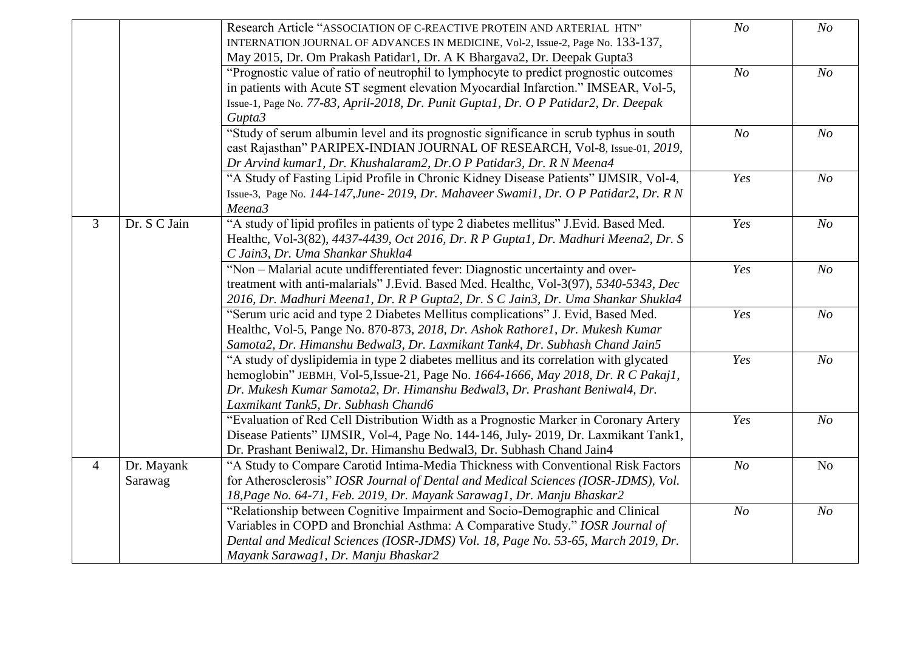| | | | | |
|---|---|---|---|---|
| | | Research Article "ASSOCIATION OF C-REACTIVE PROTEIN AND ARTERIAL HTN" INTERNATION JOURNAL OF ADVANCES IN MEDICINE, Vol-2, Issue-2, Page No. 133-137, May 2015, Dr. Om Prakash Patidar1, Dr. A K Bhargava2, Dr. Deepak Gupta3 | *No* | *No* |
| | | "Prognostic value of ratio of neutrophil to lymphocyte to predict prognostic outcomes in patients with Acute ST segment elevation Myocardial Infarction." IMSEAR, Vol-5, Issue-1, Page No. *77-83, April-2018, Dr. Punit Gupta1, Dr. O P Patidar2, Dr. Deepak Gupta3* | *No* | *No* |
| | | "Study of serum albumin level and its prognostic significance in scrub typhus in south east Rajasthan" PARIPEX-INDIAN JOURNAL OF RESEARCH, Vol-8, Issue-01, *2019, Dr Arvind kumar1, Dr. Khushalaram2, Dr.O P Patidar3, Dr. R N Meena4* | *No* | *No* |
| | | "A Study of Fasting Lipid Profile in Chronic Kidney Disease Patients" IJMSIR, Vol-4, Issue-3, Page No. *144-147,June- 2019, Dr. Mahaveer Swami1, Dr. O P Patidar2, Dr. R N Meena3* | *Yes* | *No* |
| 3 | Dr. S C Jain | "A study of lipid profiles in patients of type 2 diabetes mellitus" J.Evid. Based Med. Healthc, Vol-3(82), *4437-4439, Oct 2016, Dr. R P Gupta1, Dr. Madhuri Meena2, Dr. S C Jain3, Dr. Uma Shankar Shukla4* | *Yes* | *No* |
| | | "Non – Malarial acute undifferentiated fever: Diagnostic uncertainty and over-treatment with anti-malarials" J.Evid. Based Med. Healthc, Vol-3(97), *5340-5343, Dec 2016, Dr. Madhuri Meena1, Dr. R P Gupta2, Dr. S C Jain3, Dr. Uma Shankar Shukla4* | *Yes* | *No* |
| | | "Serum uric acid and type 2 Diabetes Mellitus complications" J. Evid, Based Med. Healthc, Vol-5, Pange No. 870-873, *2018, Dr. Ashok Rathore1, Dr. Mukesh Kumar Samota2, Dr. Himanshu Bedwal3, Dr. Laxmikant Tank4, Dr. Subhash Chand Jain5* | *Yes* | *No* |
| | | "A study of dyslipidemia in type 2 diabetes mellitus and its correlation with glycated hemoglobin" JEBMH, Vol-5,Issue-21, Page No. *1664-1666, May 2018, Dr. R C Pakaj1, Dr. Mukesh Kumar Samota2, Dr. Himanshu Bedwal3, Dr. Prashant Beniwal4, Dr. Laxmikant Tank5, Dr. Subhash Chand6* | *Yes* | *No* |
| | | "Evaluation of Red Cell Distribution Width as a Prognostic Marker in Coronary Artery Disease Patients" IJMSIR, Vol-4, Page No. 144-146, July- 2019, Dr. Laxmikant Tank1, Dr. Prashant Beniwal2, Dr. Himanshu Bedwal3, Dr. Subhash Chand Jain4 | *Yes* | *No* |
| 4 | Dr. Mayank Sarawag | "A Study to Compare Carotid Intima-Media Thickness with Conventional Risk Factors for Atherosclerosis" *IOSR Journal of Dental and Medical Sciences (IOSR-JDMS), Vol. 18,Page No. 64-71, Feb. 2019, Dr. Mayank Sarawag1, Dr. Manju Bhaskar2* | *No* | No |
| | | "Relationship between Cognitive Impairment and Socio-Demographic and Clinical Variables in COPD and Bronchial Asthma: A Comparative Study." *IOSR Journal of Dental and Medical Sciences (IOSR-JDMS) Vol. 18, Page No. 53-65, March 2019, Dr. Mayank Sarawag1, Dr. Manju Bhaskar2* | *No* | *No* |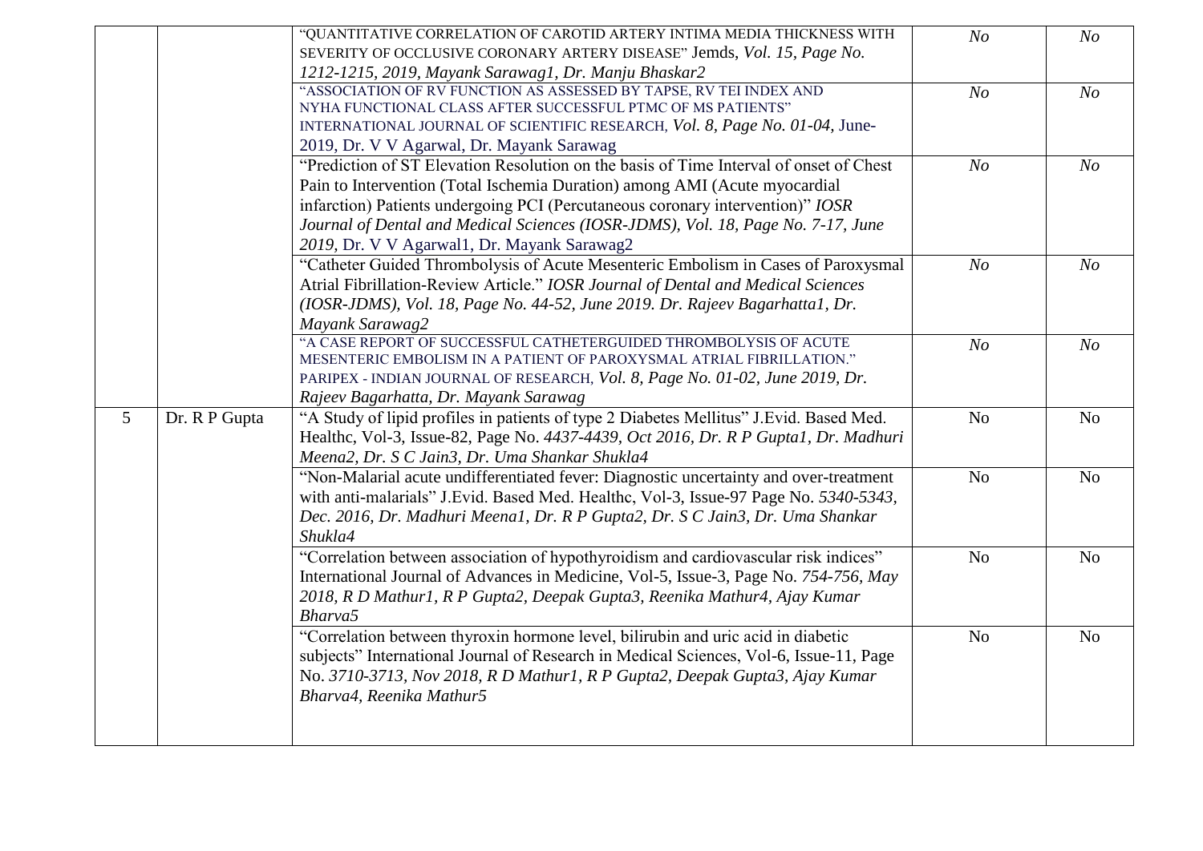| | | | | |
|---|---|---|---|---|
| | | "QUANTITATIVE CORRELATION OF CAROTID ARTERY INTIMA MEDIA THICKNESS WITH SEVERITY OF OCCLUSIVE CORONARY ARTERY DISEASE" Jemds, *Vol. 15, Page No. 1212-1215, 2019, Mayank Sarawag1, Dr. Manju Bhaskar2* | *No* | *No* |
| | | "ASSOCIATION OF RV FUNCTION AS ASSESSED BY TAPSE, RV TEI INDEX AND NYHA FUNCTIONAL CLASS AFTER SUCCESSFUL PTMC OF MS PATIENTS" INTERNATIONAL JOURNAL OF SCIENTIFIC RESEARCH, *Vol. 8, Page No. 01-04,* June-2019, Dr. V V Agarwal, Dr. Mayank Sarawag | *No* | *No* |
| | | "Prediction of ST Elevation Resolution on the basis of Time Interval of onset of Chest Pain to Intervention (Total Ischemia Duration) among AMI (Acute myocardial infarction) Patients undergoing PCI (Percutaneous coronary intervention)" *IOSR Journal of Dental and Medical Sciences (IOSR-JDMS), Vol. 18, Page No. 7-17, June 2019,* Dr. V V Agarwal1, Dr. Mayank Sarawag2 | *No* | *No* |
| | | "Catheter Guided Thrombolysis of Acute Mesenteric Embolism in Cases of Paroxysmal Atrial Fibrillation-Review Article." *IOSR Journal of Dental and Medical Sciences (IOSR-JDMS), Vol. 18, Page No. 44-52, June 2019. Dr. Rajeev Bagarhatta1, Dr. Mayank Sarawag2* | *No* | *No* |
| | | "A CASE REPORT OF SUCCESSFUL CATHETERGUIDED THROMBOLYSIS OF ACUTE MESENTERIC EMBOLISM IN A PATIENT OF PAROXYSMAL ATRIAL FIBRILLATION." PARIPEX - INDIAN JOURNAL OF RESEARCH, *Vol. 8, Page No. 01-02, June 2019, Dr. Rajeev Bagarhatta, Dr. Mayank Sarawag* | *No* | *No* |
| 5 | Dr. R P Gupta | "A Study of lipid profiles in patients of type 2 Diabetes Mellitus" J.Evid. Based Med. Healthc, Vol-3, Issue-82, Page No. *4437-4439, Oct 2016, Dr. R P Gupta1, Dr. Madhuri Meena2, Dr. S C Jain3, Dr. Uma Shankar Shukla4* | No | No |
| | | "Non-Malarial acute undifferentiated fever: Diagnostic uncertainty and over-treatment with anti-malarials" J.Evid. Based Med. Healthc, Vol-3, Issue-97 Page No. *5340-5343, Dec. 2016, Dr. Madhuri Meena1, Dr. R P Gupta2, Dr. S C Jain3, Dr. Uma Shankar Shukla4* | No | No |
| | | "Correlation between association of hypothyroidism and cardiovascular risk indices" International Journal of Advances in Medicine, Vol-5, Issue-3, Page No. *754-756, May 2018, R D Mathur1, R P Gupta2, Deepak Gupta3, Reenika Mathur4, Ajay Kumar Bharva5* | No | No |
| | | "Correlation between thyroxin hormone level, bilirubin and uric acid in diabetic subjects" International Journal of Research in Medical Sciences, Vol-6, Issue-11, Page No. *3710-3713, Nov 2018, R D Mathur1, R P Gupta2, Deepak Gupta3, Ajay Kumar Bharva4, Reenika Mathur5* | No | No |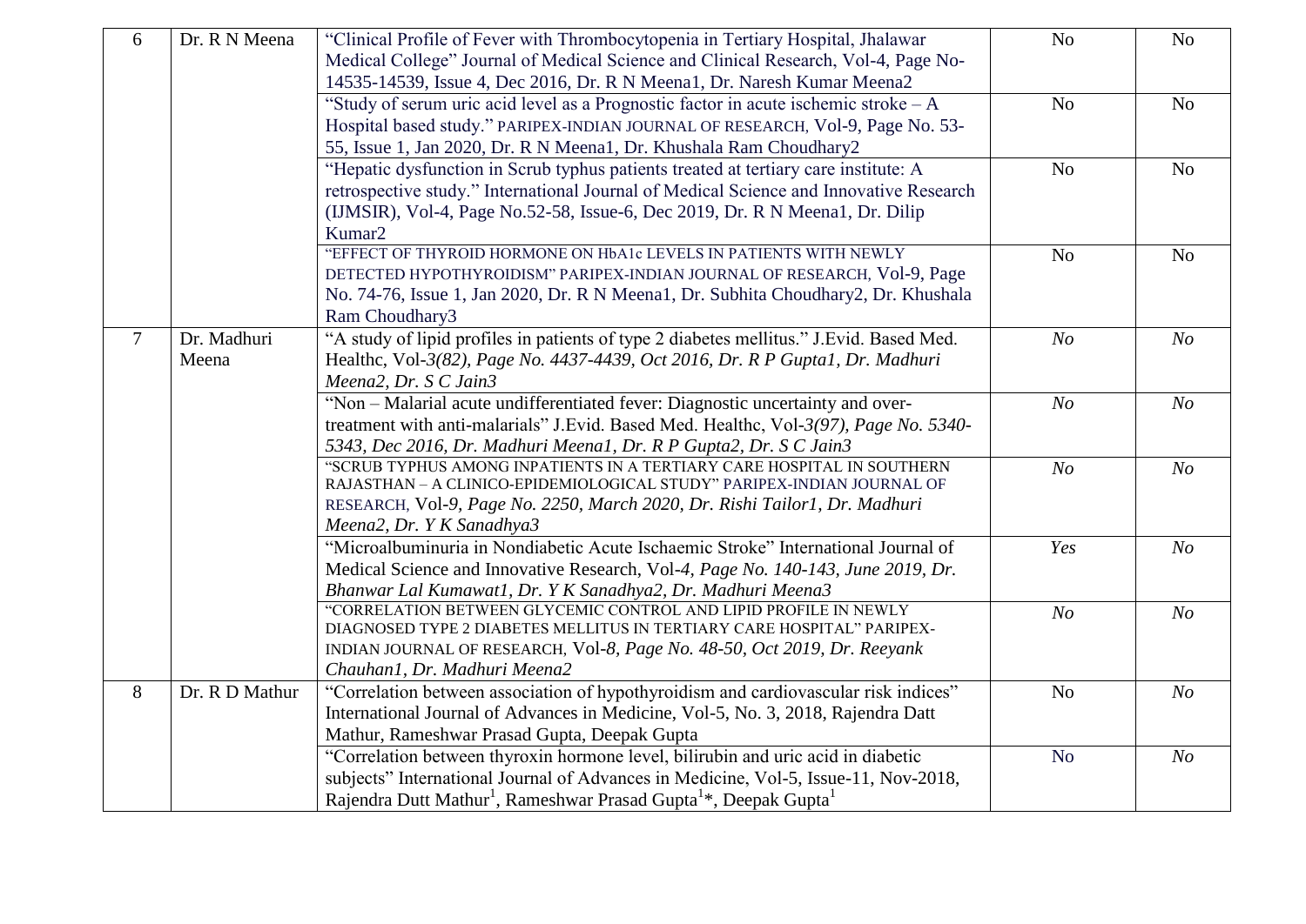| 6 | Dr. R N Meena | "Clinical Profile of Fever with Thrombocytopenia in Tertiary Hospital, Jhalawar Medical College" Journal of Medical Science and Clinical Research, Vol-4, Page No-14535-14539, Issue 4, Dec 2016, Dr. R N Meena1, Dr. Naresh Kumar Meena2 | No | No |
|---|---|---|---|---|
| | | "Study of serum uric acid level as a Prognostic factor in acute ischemic stroke – A Hospital based study." PARIPEX-INDIAN JOURNAL OF RESEARCH, Vol-9, Page No. 53-55, Issue 1, Jan 2020, Dr. R N Meena1, Dr. Khushala Ram Choudhary2 | No | No |
| | | "Hepatic dysfunction in Scrub typhus patients treated at tertiary care institute: A retrospective study." International Journal of Medical Science and Innovative Research (IJMSIR), Vol-4, Page No.52-58, Issue-6, Dec 2019, Dr. R N Meena1, Dr. Dilip Kumar2 | No | No |
| | | "EFFECT OF THYROID HORMONE ON HbA1c LEVELS IN PATIENTS WITH NEWLY DETECTED HYPOTHYROIDISM" PARIPEX-INDIAN JOURNAL OF RESEARCH, Vol-9, Page No. 74-76, Issue 1, Jan 2020, Dr. R N Meena1, Dr. Subhita Choudhary2, Dr. Khushala Ram Choudhary3 | No | No |
| 7 | Dr. Madhuri Meena | "A study of lipid profiles in patients of type 2 diabetes mellitus." J.Evid. Based Med. Healthc, Vol-*3(82), Page No. 4437-4439, Oct 2016, Dr. R P Gupta1, Dr. Madhuri Meena2, Dr. S C Jain3* | *No* | *No* |
| | | "Non – Malarial acute undifferentiated fever: Diagnostic uncertainty and over-treatment with anti-malarials" J.Evid. Based Med. Healthc, Vol-*3(97), Page No. 5340-5343, Dec 2016, Dr. Madhuri Meena1, Dr. R P Gupta2, Dr. S C Jain3* | *No* | *No* |
| | | "SCRUB TYPHUS AMONG INPATIENTS IN A TERTIARY CARE HOSPITAL IN SOUTHERN RAJASTHAN – A CLINICO-EPIDEMIOLOGICAL STUDY" PARIPEX-INDIAN JOURNAL OF RESEARCH, Vol-*9, Page No. 2250, March 2020, Dr. Rishi Tailor1, Dr. Madhuri Meena2, Dr. Y K Sanadhya3* | *No* | *No* |
| | | "Microalbuminuria in Nondiabetic Acute Ischaemic Stroke" International Journal of Medical Science and Innovative Research, Vol-*4, Page No. 140-143, June 2019, Dr. Bhanwar Lal Kumawat1, Dr. Y K Sanadhya2, Dr. Madhuri Meena3* | *Yes* | *No* |
| | | "CORRELATION BETWEEN GLYCEMIC CONTROL AND LIPID PROFILE IN NEWLY DIAGNOSED TYPE 2 DIABETES MELLITUS IN TERTIARY CARE HOSPITAL" PARIPEX-INDIAN JOURNAL OF RESEARCH, Vol-*8, Page No. 48-50, Oct 2019, Dr. Reeyank Chauhan1, Dr. Madhuri Meena2* | *No* | *No* |
| 8 | Dr. R D Mathur | "Correlation between association of hypothyroidism and cardiovascular risk indices" International Journal of Advances in Medicine, Vol-5, No. 3, 2018, Rajendra Datt Mathur, Rameshwar Prasad Gupta, Deepak Gupta | No | *No* |
| | | "Correlation between thyroxin hormone level, bilirubin and uric acid in diabetic subjects" International Journal of Advances in Medicine, Vol-5, Issue-11, Nov-2018, Rajendra Dutt Mathur[1], Rameshwar Prasad Gupta[1]*, Deepak Gupta[1] | No | *No* |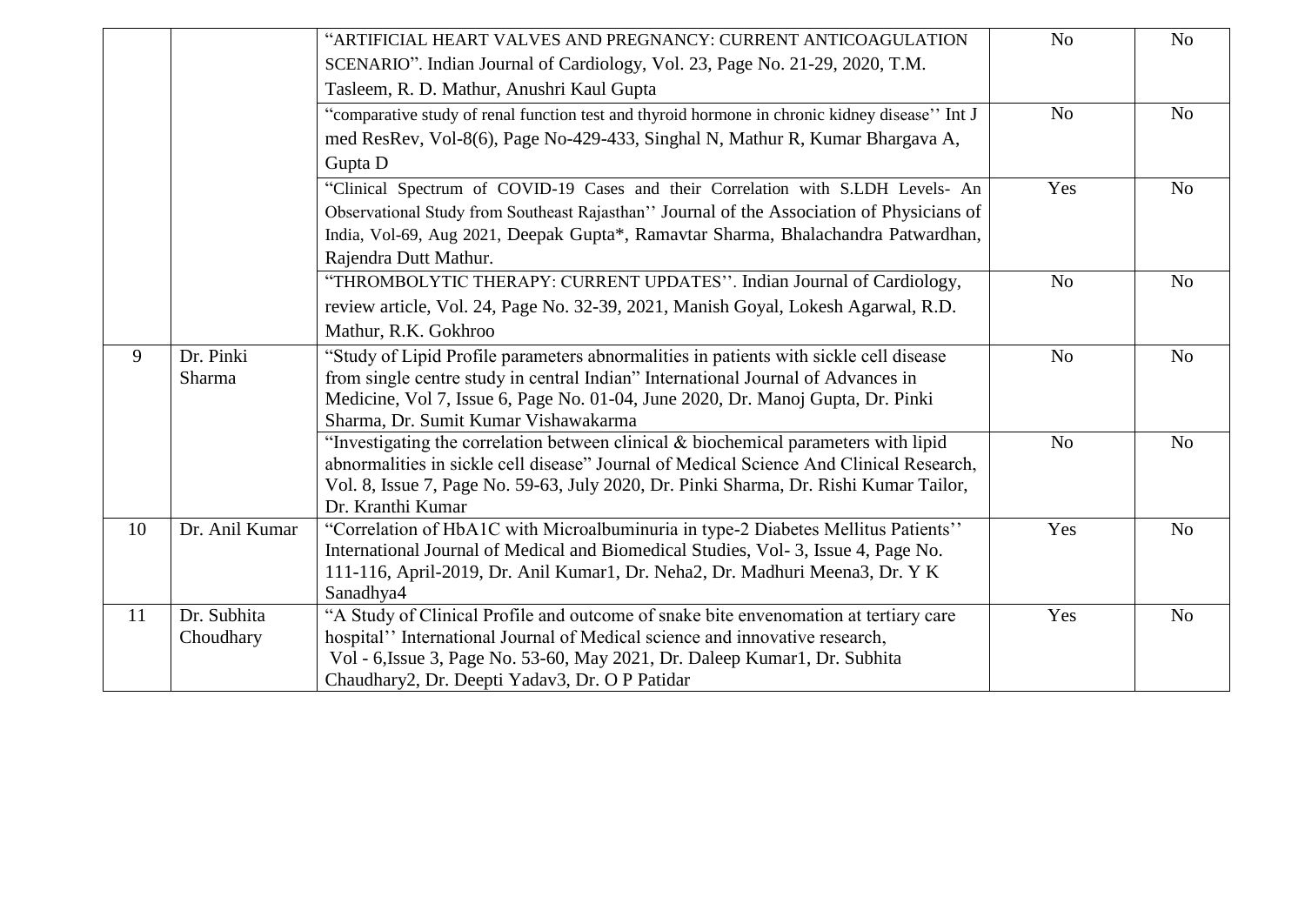| | | | | |
|---|---|---|---|---|
| | | "ARTIFICIAL HEART VALVES AND PREGNANCY: CURRENT ANTICOAGULATION SCENARIO". Indian Journal of Cardiology, Vol. 23, Page No. 21-29, 2020, T.M. Tasleem, R. D. Mathur, Anushri Kaul Gupta | No | No |
| | | "comparative study of renal function test and thyroid hormone in chronic kidney disease'' Int J med ResRev, Vol-8(6), Page No-429-433, Singhal N, Mathur R, Kumar Bhargava A, Gupta D | No | No |
| | | "Clinical Spectrum of COVID-19 Cases and their Correlation with S.LDH Levels- An Observational Study from Southeast Rajasthan'' Journal of the Association of Physicians of India, Vol-69, Aug 2021, Deepak Gupta*, Ramavtar Sharma, Bhalachandra Patwardhan, Rajendra Dutt Mathur. | Yes | No |
| | | "THROMBOLYTIC THERAPY: CURRENT UPDATES''. Indian Journal of Cardiology, review article, Vol. 24, Page No. 32-39, 2021, Manish Goyal, Lokesh Agarwal, R.D. Mathur, R.K. Gokhroo | No | No |
| 9 | Dr. Pinki Sharma | "Study of Lipid Profile parameters abnormalities in patients with sickle cell disease from single centre study in central Indian" International Journal of Advances in Medicine, Vol 7, Issue 6, Page No. 01-04, June 2020, Dr. Manoj Gupta, Dr. Pinki Sharma, Dr. Sumit Kumar Vishawakarma | No | No |
| | | "Investigating the correlation between clinical & biochemical parameters with lipid abnormalities in sickle cell disease" Journal of Medical Science And Clinical Research, Vol. 8, Issue 7, Page No. 59-63, July 2020, Dr. Pinki Sharma, Dr. Rishi Kumar Tailor, Dr. Kranthi Kumar | No | No |
| 10 | Dr. Anil Kumar | "Correlation of HbA1C with Microalbuminuria in type-2 Diabetes Mellitus Patients'' International Journal of Medical and Biomedical Studies, Vol- 3, Issue 4, Page No. 111-116, April-2019, Dr. Anil Kumar1, Dr. Neha2, Dr. Madhuri Meena3, Dr. Y K Sanadhya4 | Yes | No |
| 11 | Dr. Subhita Choudhary | "A Study of Clinical Profile and outcome of snake bite envenomation at tertiary care hospital'' International Journal of Medical science and innovative research, Vol - 6,Issue 3, Page No. 53-60, May 2021, Dr. Daleep Kumar1, Dr. Subhita Chaudhary2, Dr. Deepti Yadav3, Dr. O P Patidar | Yes | No |